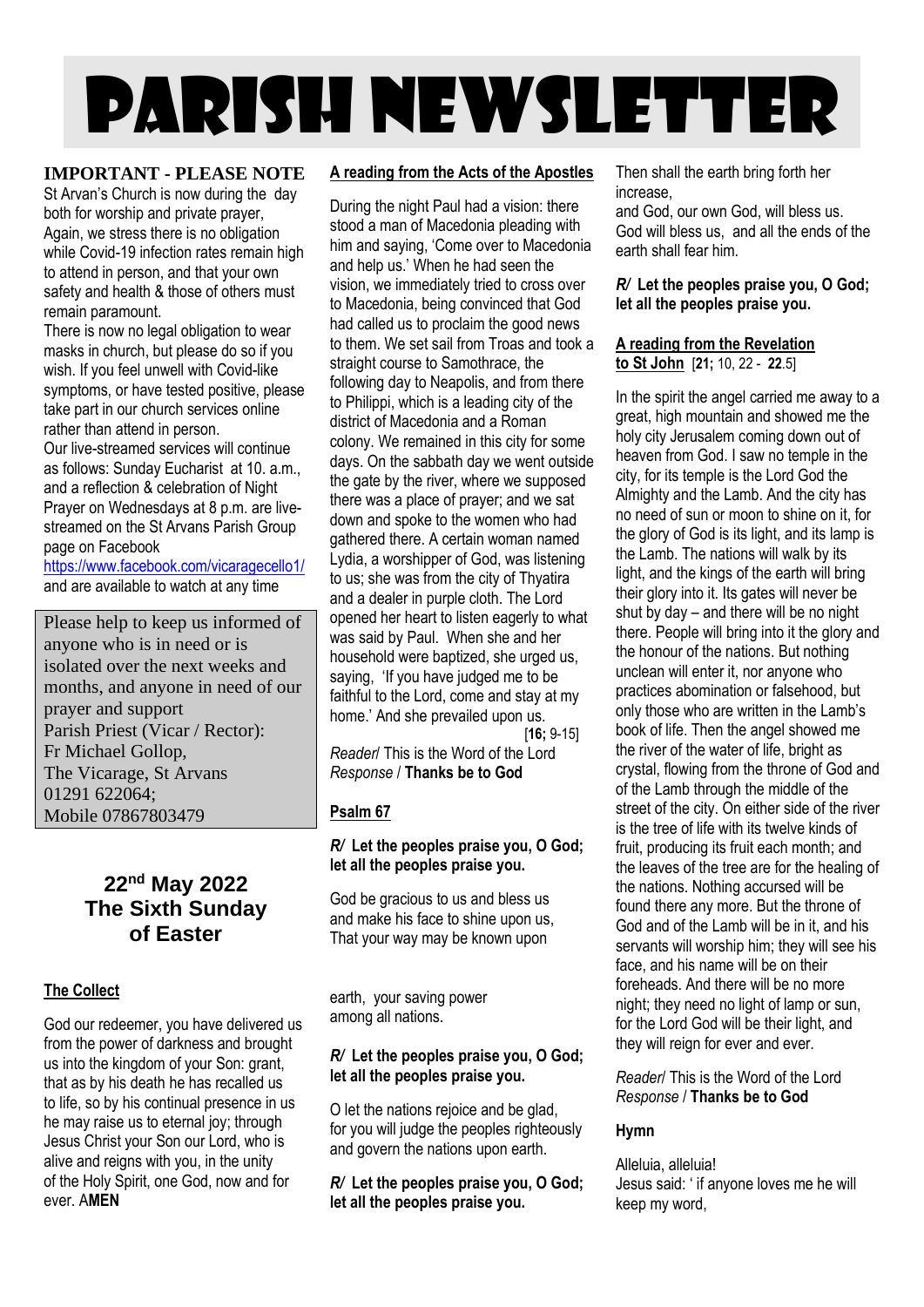# Parish Newsletter

**IMPORTANT - PLEASE NOTE**

St Arvan's Church is now during the day both for worship and private prayer, Again, we stress there is no obligation while Covid-19 infection rates remain high to attend in person, and that your own safety and health & those of others must remain paramount.

There is now no legal obligation to wear masks in church, but please do so if you wish. If you feel unwell with Covid-like symptoms, or have tested positive, please take part in our church services online rather than attend in person.

Our live-streamed services will continue as follows: Sunday Eucharist at 10. a.m., and a reflection & celebration of Night Prayer on Wednesdays at 8 p.m. are live-streamed on the St Arvans Parish Group page on Facebook
https://www.facebook.com/vicaragecello1/
and are available to watch at any time

Please help to keep us informed of anyone who is in need or is isolated over the next weeks and months, and anyone in need of our prayer and support
Parish Priest (Vicar / Rector):
Fr Michael Gollop,
The Vicarage, St Arvans
01291 622064;
Mobile 07867803479

## 22nd May 2022
## The Sixth Sunday of Easter

**The Collect**

God our redeemer, you have delivered us from the power of darkness and brought us into the kingdom of your Son: grant, that as by his death he has recalled us to life, so by his continual presence in us he may raise us to eternal joy; through Jesus Christ your Son our Lord, who is alive and reigns with you, in the unity of the Holy Spirit, one God, now and for ever. A**MEN**

**A reading from the Acts of the Apostles**

During the night Paul had a vision: there stood a man of Macedonia pleading with him and saying, 'Come over to Macedonia and help us.' When he had seen the vision, we immediately tried to cross over to Macedonia, being convinced that God had called us to proclaim the good news to them. We set sail from Troas and took a straight course to Samothrace, the following day to Neapolis, and from there to Philippi, which is a leading city of the district of Macedonia and a Roman colony. We remained in this city for some days. On the sabbath day we went outside the gate by the river, where we supposed there was a place of prayer; and we sat down and spoke to the women who had gathered there. A certain woman named Lydia, a worshipper of God, was listening to us; she was from the city of Thyatira and a dealer in purple cloth. The Lord opened her heart to listen eagerly to what was said by Paul. When she and her household were baptized, she urged us, saying, 'If you have judged me to be faithful to the Lord, come and stay at my home.' And she prevailed upon us.
[**16**; 9-15]

*Reader*/ This is the Word of the Lord
*Response* / **Thanks be to God**

**Psalm 67**

***R/* Let the peoples praise you, O God; let all the peoples praise you.**

God be gracious to us and bless us
and make his face to shine upon us,
That your way may be known upon

earth, your saving power
among all nations.

***R/* Let the peoples praise you, O God; let all the peoples praise you.**

O let the nations rejoice and be glad,
for you will judge the peoples righteously
and govern the nations upon earth.

***R/* Let the peoples praise you, O God; let all the peoples praise you.**

Then shall the earth bring forth her increase,
and God, our own God, will bless us.
God will bless us, and all the ends of the earth shall fear him.

***R/* Let the peoples praise you, O God; let all the peoples praise you.**

**A reading from the Revelation to St John** [**21**; 10, 22 - **22**.5]

In the spirit the angel carried me away to a great, high mountain and showed me the holy city Jerusalem coming down out of heaven from God. I saw no temple in the city, for its temple is the Lord God the Almighty and the Lamb. And the city has no need of sun or moon to shine on it, for the glory of God is its light, and its lamp is the Lamb. The nations will walk by its light, and the kings of the earth will bring their glory into it. Its gates will never be shut by day – and there will be no night there. People will bring into it the glory and the honour of the nations. But nothing unclean will enter it, nor anyone who practices abomination or falsehood, but only those who are written in the Lamb's book of life. Then the angel showed me the river of the water of life, bright as crystal, flowing from the throne of God and of the Lamb through the middle of the street of the city. On either side of the river is the tree of life with its twelve kinds of fruit, producing its fruit each month; and the leaves of the tree are for the healing of the nations. Nothing accursed will be found there any more. But the throne of God and of the Lamb will be in it, and his servants will worship him; they will see his face, and his name will be on their foreheads. And there will be no more night; they need no light of lamp or sun, for the Lord God will be their light, and they will reign for ever and ever.

*Reader*/ This is the Word of the Lord
*Response* / **Thanks be to God**

**Hymn**

Alleluia, alleluia!
Jesus said: ' if anyone loves me he will keep my word,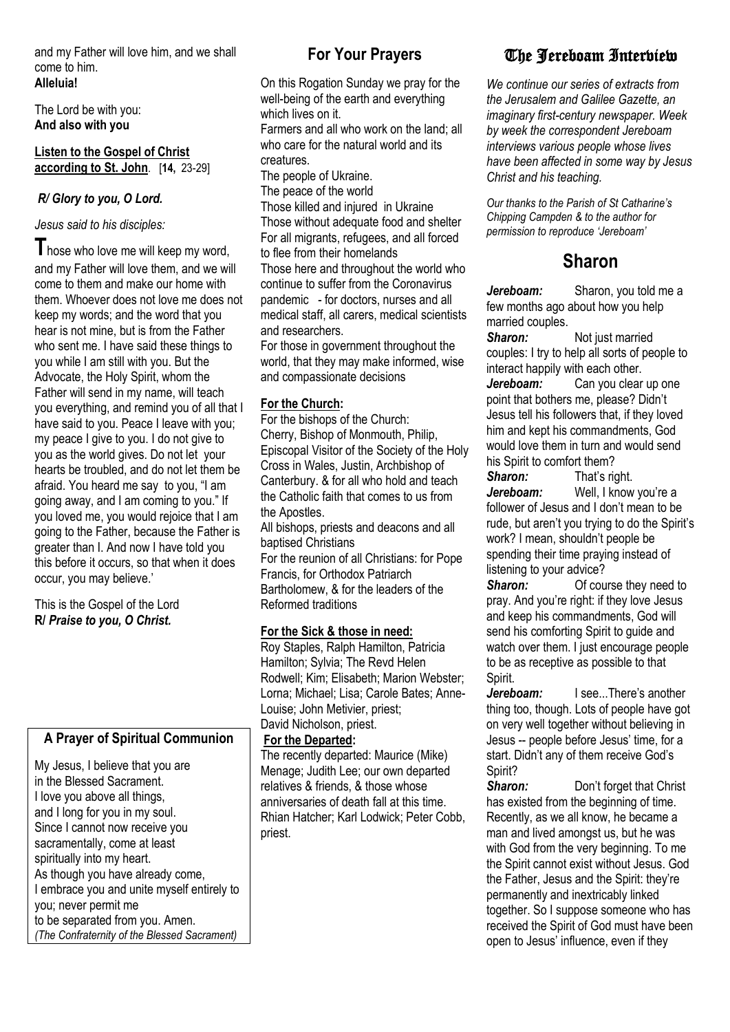and my Father will love him, and we shall come to him.
**Alleluia!**

The Lord be with you:
**And also with you**

**Listen to the Gospel of Christ according to St. John**. [**14,** 23-29]

***R/ Glory to you, O Lord.***

*Jesus said to his disciples:*

**T**hose who love me will keep my word, and my Father will love them, and we will come to them and make our home with them. Whoever does not love me does not keep my words; and the word that you hear is not mine, but is from the Father who sent me. I have said these things to you while I am still with you. But the Advocate, the Holy Spirit, whom the Father will send in my name, will teach you everything, and remind you of all that I have said to you. Peace I leave with you; my peace I give to you. I do not give to you as the world gives. Do not let your hearts be troubled, and do not let them be afraid. You heard me say to you, "I am going away, and I am coming to you." If you loved me, you would rejoice that I am going to the Father, because the Father is greater than I. And now I have told you this before it occurs, so that when it does occur, you may believe.'

This is the Gospel of the Lord
**R/ *Praise to you, O Christ.***

### A Prayer of Spiritual Communion

My Jesus, I believe that you are
in the Blessed Sacrament.
I love you above all things,
and I long for you in my soul.
Since I cannot now receive you
sacramentally, come at least
spiritually into my heart.
As though you have already come,
I embrace you and unite myself entirely to you; never permit me
to be separated from you. Amen.
*(The Confraternity of the Blessed Sacrament)*

## For Your Prayers

On this Rogation Sunday we pray for the well-being of the earth and everything which lives on it.
Farmers and all who work on the land; all who care for the natural world and its creatures.
The people of Ukraine.
The peace of the world
Those killed and injured in Ukraine
Those without adequate food and shelter
For all migrants, refugees, and all forced to flee from their homelands
Those here and throughout the world who continue to suffer from the Coronavirus pandemic - for doctors, nurses and all medical staff, all carers, medical scientists and researchers.
For those in government throughout the world, that they may make informed, wise and compassionate decisions

**For the Church:**

For the bishops of the Church:
Cherry, Bishop of Monmouth, Philip, Episcopal Visitor of the Society of the Holy Cross in Wales, Justin, Archbishop of Canterbury. & for all who hold and teach the Catholic faith that comes to us from the Apostles.
All bishops, priests and deacons and all baptised Christians
For the reunion of all Christians: for Pope Francis, for Orthodox Patriarch Bartholomew, & for the leaders of the Reformed traditions

**For the Sick & those in need:**

Roy Staples, Ralph Hamilton, Patricia Hamilton; Sylvia; The Revd Helen Rodwell; Kim; Elisabeth; Marion Webster; Lorna; Michael; Lisa; Carole Bates; Anne-Louise; John Metivier, priest; David Nicholson, priest.

**For the Departed:**

The recently departed: Maurice (Mike) Menage; Judith Lee; our own departed relatives & friends, & those whose anniversaries of death fall at this time. Rhian Hatcher; Karl Lodwick; Peter Cobb, priest.

## The Jereboam Interview

*We continue our series of extracts from the Jerusalem and Galilee Gazette, an imaginary first-century newspaper. Week by week the correspondent Jereboam interviews various people whose lives have been affected in some way by Jesus Christ and his teaching.*

*Our thanks to the Parish of St Catharine's Chipping Campden & to the author for permission to reproduce 'Jereboam'*

## Sharon

***Jereboam:*** Sharon, you told me a few months ago about how you help married couples.

***Sharon:*** Not just married couples: I try to help all sorts of people to interact happily with each other.

***Jereboam:*** Can you clear up one point that bothers me, please? Didn't Jesus tell his followers that, if they loved him and kept his commandments, God would love them in turn and would send his Spirit to comfort them?

***Sharon:*** That's right.

***Jereboam:*** Well, I know you're a follower of Jesus and I don't mean to be rude, but aren't you trying to do the Spirit's work? I mean, shouldn't people be spending their time praying instead of listening to your advice?

***Sharon:*** Of course they need to pray. And you're right: if they love Jesus and keep his commandments, God will send his comforting Spirit to guide and watch over them. I just encourage people to be as receptive as possible to that Spirit.

***Jereboam:*** I see...There's another thing too, though. Lots of people have got on very well together without believing in Jesus -- people before Jesus' time, for a start. Didn't any of them receive God's Spirit?

***Sharon:*** Don't forget that Christ has existed from the beginning of time. Recently, as we all know, he became a man and lived amongst us, but he was with God from the very beginning. To me the Spirit cannot exist without Jesus. God the Father, Jesus and the Spirit: they're permanently and inextricably linked together. So I suppose someone who has received the Spirit of God must have been open to Jesus' influence, even if they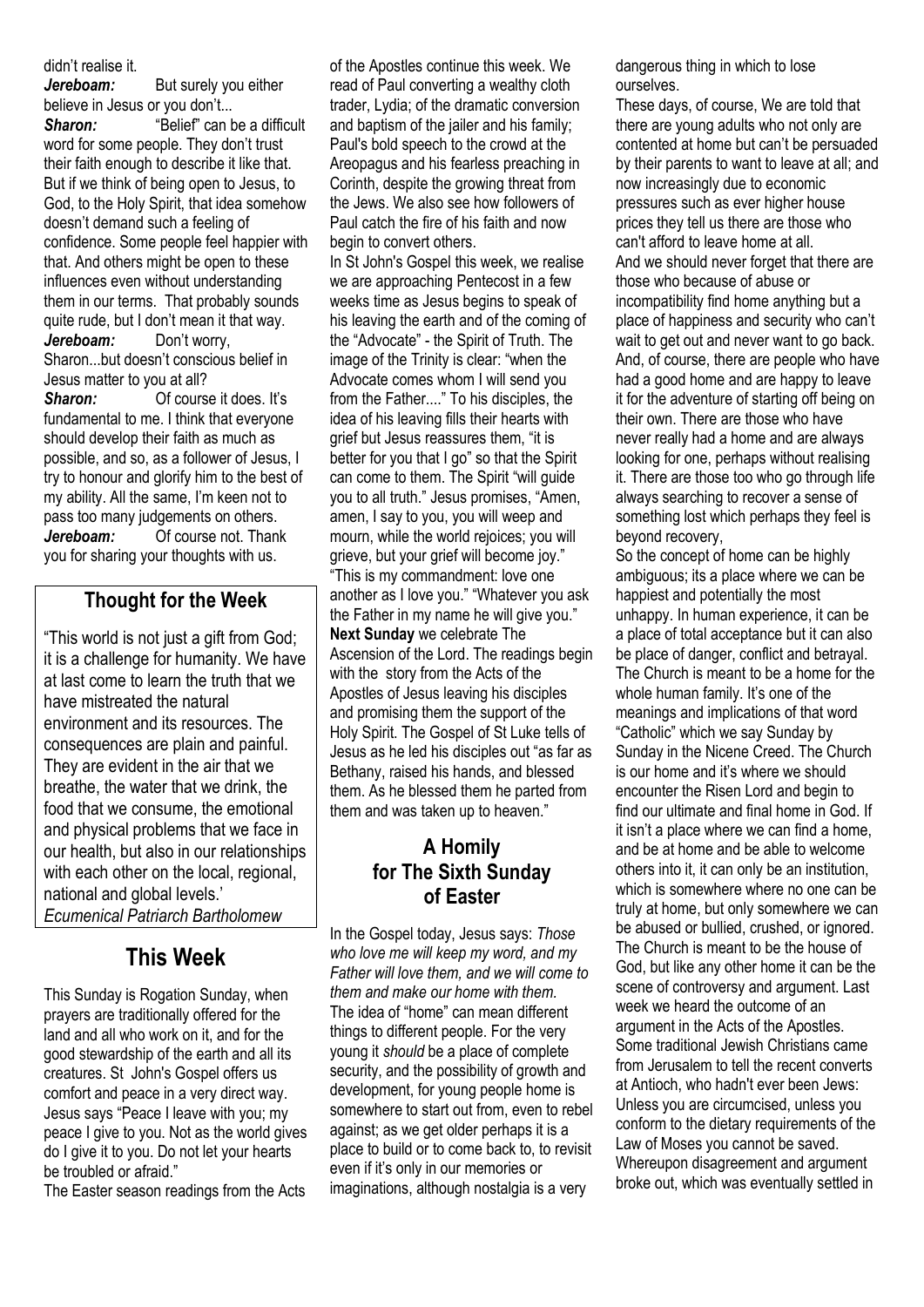didn't realise it.

***Jereboam:*** But surely you either believe in Jesus or you don't...

***Sharon:*** "Belief" can be a difficult word for some people. They don't trust their faith enough to describe it like that. But if we think of being open to Jesus, to God, to the Holy Spirit, that idea somehow doesn't demand such a feeling of confidence. Some people feel happier with that. And others might be open to these influences even without understanding them in our terms. That probably sounds quite rude, but I don't mean it that way.

***Jereboam:*** Don't worry, Sharon...but doesn't conscious belief in Jesus matter to you at all?

***Sharon:*** Of course it does. It's fundamental to me. I think that everyone should develop their faith as much as possible, and so, as a follower of Jesus, I try to honour and glorify him to the best of my ability. All the same, I'm keen not to pass too many judgements on others.

***Jereboam:*** Of course not. Thank you for sharing your thoughts with us.

## Thought for the Week

"This world is not just a gift from God; it is a challenge for humanity. We have at last come to learn the truth that we have mistreated the natural environment and its resources. The consequences are plain and painful. They are evident in the air that we breathe, the water that we drink, the food that we consume, the emotional and physical problems that we face in our health, but also in our relationships with each other on the local, regional, national and global levels.'
*Ecumenical Patriarch Bartholomew*

## This Week

This Sunday is Rogation Sunday, when prayers are traditionally offered for the land and all who work on it, and for the good stewardship of the earth and all its creatures. St John's Gospel offers us comfort and peace in a very direct way. Jesus says "Peace I leave with you; my peace I give to you. Not as the world gives do I give it to you. Do not let your hearts be troubled or afraid."

The Easter season readings from the Acts of the Apostles continue this week. We read of Paul converting a wealthy cloth trader, Lydia; of the dramatic conversion and baptism of the jailer and his family; Paul's bold speech to the crowd at the Areopagus and his fearless preaching in Corinth, despite the growing threat from the Jews. We also see how followers of Paul catch the fire of his faith and now begin to convert others.

In St John's Gospel this week, we realise we are approaching Pentecost in a few weeks time as Jesus begins to speak of his leaving the earth and of the coming of the "Advocate" - the Spirit of Truth. The image of the Trinity is clear: "when the Advocate comes whom I will send you from the Father...." To his disciples, the idea of his leaving fills their hearts with grief but Jesus reassures them, "it is better for you that I go" so that the Spirit can come to them. The Spirit "will guide you to all truth." Jesus promises, "Amen, amen, I say to you, you will weep and mourn, while the world rejoices; you will grieve, but your grief will become joy." "This is my commandment: love one another as I love you." "Whatever you ask the Father in my name he will give you."

**Next Sunday** we celebrate The Ascension of the Lord. The readings begin with the story from the Acts of the Apostles of Jesus leaving his disciples and promising them the support of the Holy Spirit. The Gospel of St Luke tells of Jesus as he led his disciples out "as far as Bethany, raised his hands, and blessed them. As he blessed them he parted from them and was taken up to heaven."

## A Homily for The Sixth Sunday of Easter

In the Gospel today, Jesus says: *Those who love me will keep my word, and my Father will love them, and we will come to them and make our home with them.*

The idea of "home" can mean different things to different people. For the very young it *should* be a place of complete security, and the possibility of growth and development, for young people home is somewhere to start out from, even to rebel against; as we get older perhaps it is a place to build or to come back to, to revisit even if it's only in our memories or imaginations, although nostalgia is a very dangerous thing in which to lose ourselves.

These days, of course, We are told that there are young adults who not only are contented at home but can't be persuaded by their parents to want to leave at all; and now increasingly due to economic pressures such as ever higher house prices they tell us there are those who can't afford to leave home at all.

And we should never forget that there are those who because of abuse or incompatibility find home anything but a place of happiness and security who can't wait to get out and never want to go back. And, of course, there are people who have had a good home and are happy to leave it for the adventure of starting off being on their own. There are those who have never really had a home and are always looking for one, perhaps without realising it. There are those too who go through life always searching to recover a sense of something lost which perhaps they feel is beyond recovery,

So the concept of home can be highly ambiguous; its a place where we can be happiest and potentially the most unhappy. In human experience, it can be a place of total acceptance but it can also be place of danger, conflict and betrayal. The Church is meant to be a home for the whole human family. It's one of the meanings and implications of that word "Catholic" which we say Sunday by Sunday in the Nicene Creed. The Church is our home and it's where we should encounter the Risen Lord and begin to find our ultimate and final home in God. If it isn't a place where we can find a home, and be at home and be able to welcome others into it, it can only be an institution, which is somewhere where no one can be truly at home, but only somewhere we can be abused or bullied, crushed, or ignored. The Church is meant to be the house of God, but like any other home it can be the scene of controversy and argument. Last week we heard the outcome of an argument in the Acts of the Apostles. Some traditional Jewish Christians came from Jerusalem to tell the recent converts at Antioch, who hadn't ever been Jews: Unless you are circumcised, unless you conform to the dietary requirements of the Law of Moses you cannot be saved. Whereupon disagreement and argument broke out, which was eventually settled in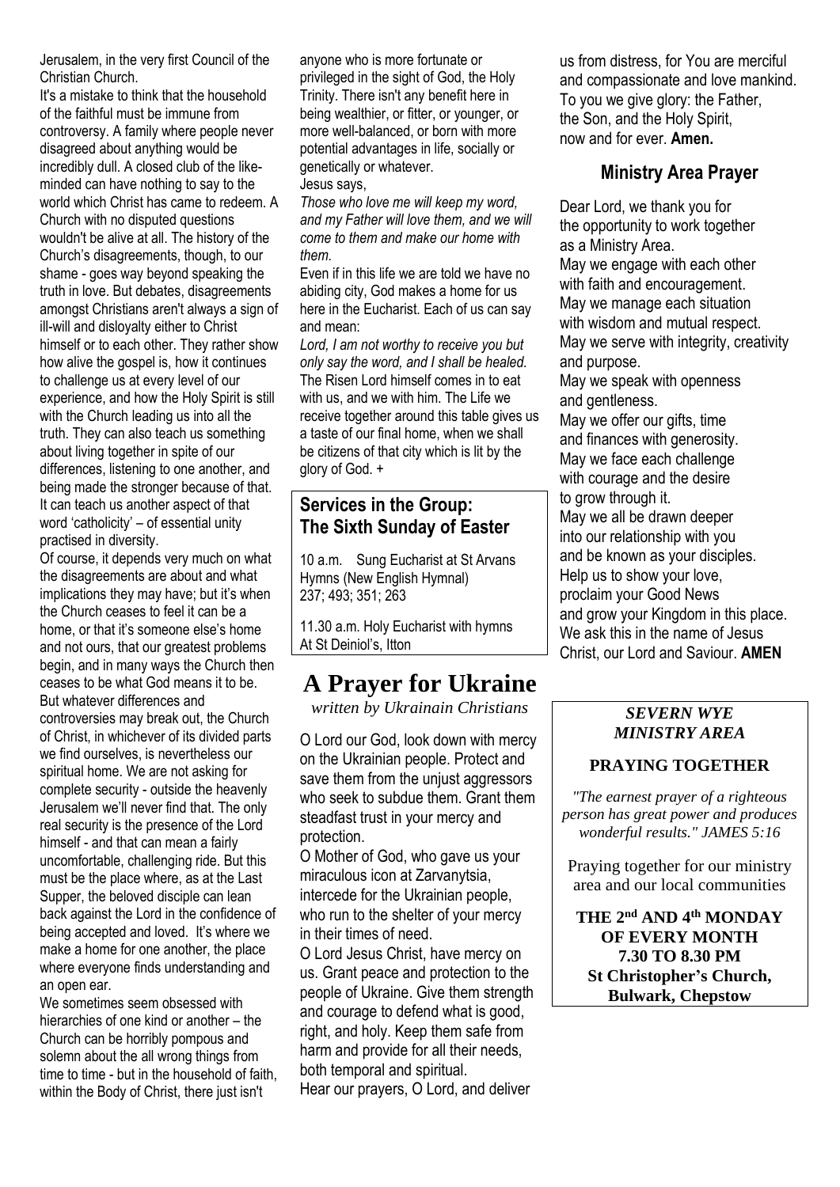Jerusalem, in the very first Council of the Christian Church.

It's a mistake to think that the household of the faithful must be immune from controversy. A family where people never disagreed about anything would be incredibly dull. A closed club of the like-minded can have nothing to say to the world which Christ has came to redeem. A Church with no disputed questions wouldn't be alive at all. The history of the Church's disagreements, though, to our shame - goes way beyond speaking the truth in love. But debates, disagreements amongst Christians aren't always a sign of ill-will and disloyalty either to Christ himself or to each other. They rather show how alive the gospel is, how it continues to challenge us at every level of our experience, and how the Holy Spirit is still with the Church leading us into all the truth. They can also teach us something about living together in spite of our differences, listening to one another, and being made the stronger because of that. It can teach us another aspect of that word 'catholicity' – of essential unity practised in diversity.

Of course, it depends very much on what the disagreements are about and what implications they may have; but it's when the Church ceases to feel it can be a home, or that it's someone else's home and not ours, that our greatest problems begin, and in many ways the Church then ceases to be what God means it to be. But whatever differences and controversies may break out, the Church of Christ, in whichever of its divided parts we find ourselves, is nevertheless our spiritual home. We are not asking for complete security - outside the heavenly Jerusalem we'll never find that. The only real security is the presence of the Lord himself - and that can mean a fairly uncomfortable, challenging ride. But this must be the place where, as at the Last Supper, the beloved disciple can lean back against the Lord in the confidence of being accepted and loved. It's where we make a home for one another, the place where everyone finds understanding and an open ear.

We sometimes seem obsessed with hierarchies of one kind or another – the Church can be horribly pompous and solemn about the all wrong things from time to time - but in the household of faith, within the Body of Christ, there just isn't anyone who is more fortunate or privileged in the sight of God, the Holy Trinity. There isn't any benefit here in being wealthier, or fitter, or younger, or more well-balanced, or born with more potential advantages in life, socially or genetically or whatever.

Jesus says,

*Those who love me will keep my word, and my Father will love them, and we will come to them and make our home with them.*

Even if in this life we are told we have no abiding city, God makes a home for us here in the Eucharist. Each of us can say and mean:

*Lord, I am not worthy to receive you but only say the word, and I shall be healed.* The Risen Lord himself comes in to eat with us, and we with him. The Life we receive together around this table gives us a taste of our final home, when we shall be citizens of that city which is lit by the glory of God. +

## Services in the Group: The Sixth Sunday of Easter

10 a.m. Sung Eucharist at St Arvans
Hymns (New English Hymnal)
237; 493; 351; 263

11.30 a.m. Holy Eucharist with hymns
At St Deiniol's, Itton

# A Prayer for Ukraine

*written by Ukrainain Christians*

O Lord our God, look down with mercy on the Ukrainian people. Protect and save them from the unjust aggressors who seek to subdue them. Grant them steadfast trust in your mercy and protection.

O Mother of God, who gave us your miraculous icon at Zarvanytsia, intercede for the Ukrainian people, who run to the shelter of your mercy in their times of need.

O Lord Jesus Christ, have mercy on us. Grant peace and protection to the people of Ukraine. Give them strength and courage to defend what is good, right, and holy. Keep them safe from harm and provide for all their needs, both temporal and spiritual.

Hear our prayers, O Lord, and deliver us from distress, for You are merciful and compassionate and love mankind.
To you we give glory: the Father,
the Son, and the Holy Spirit,
now and for ever. **Amen.**

## Ministry Area Prayer

Dear Lord, we thank you for
the opportunity to work together
as a Ministry Area.
May we engage with each other
with faith and encouragement.
May we manage each situation
with wisdom and mutual respect.
May we serve with integrity, creativity
and purpose.
May we speak with openness
and gentleness.
May we offer our gifts, time
and finances with generosity.
May we face each challenge
with courage and the desire
to grow through it.
May we all be drawn deeper
into our relationship with you
and be known as your disciples.
Help us to show your love,
proclaim your Good News
and grow your Kingdom in this place.
We ask this in the name of Jesus
Christ, our Lord and Saviour. **AMEN**

***SEVERN WYE MINISTRY AREA***

**PRAYING TOGETHER**

*"The earnest prayer of a righteous person has great power and produces wonderful results." JAMES 5:16*

Praying together for our ministry area and our local communities

**THE 2nd AND 4th MONDAY OF EVERY MONTH**
**7.30 TO 8.30 PM**
**St Christopher's Church, Bulwark, Chepstow**